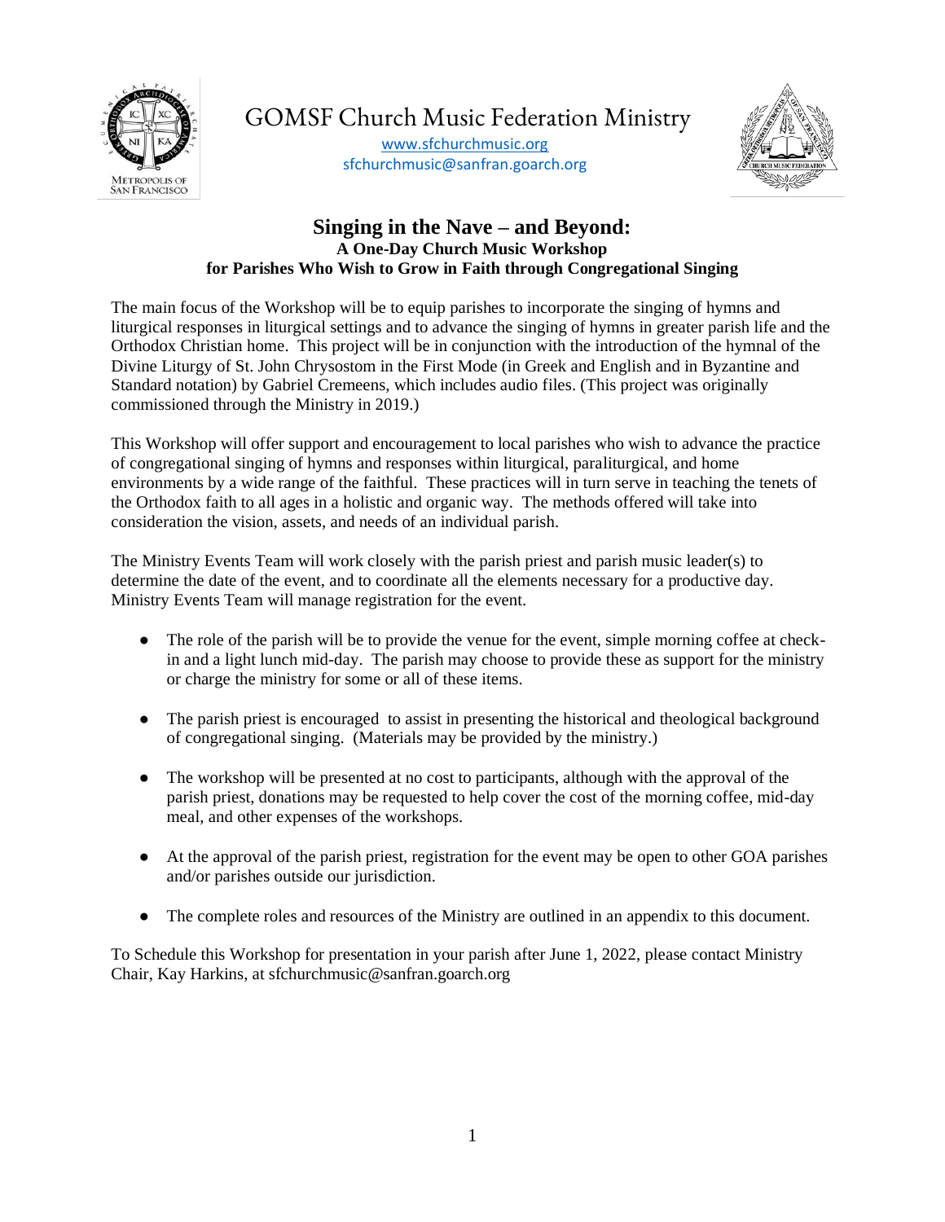# GOMSF Church Music Federation Ministry

www.sfchurchmusic.org
sfchurchmusic@sanfran.goarch.org

## Singing in the Nave – and Beyond:

### A One-Day Church Music Workshop for Parishes Who Wish to Grow in Faith through Congregational Singing

The main focus of the Workshop will be to equip parishes to incorporate the singing of hymns and liturgical responses in liturgical settings and to advance the singing of hymns in greater parish life and the Orthodox Christian home. This project will be in conjunction with the introduction of the hymnal of the Divine Liturgy of St. John Chrysostom in the First Mode (in Greek and English and in Byzantine and Standard notation) by Gabriel Cremeens, which includes audio files. (This project was originally commissioned through the Ministry in 2019.)

This Workshop will offer support and encouragement to local parishes who wish to advance the practice of congregational singing of hymns and responses within liturgical, paraliturgical, and home environments by a wide range of the faithful. These practices will in turn serve in teaching the tenets of the Orthodox faith to all ages in a holistic and organic way. The methods offered will take into consideration the vision, assets, and needs of an individual parish.

The Ministry Events Team will work closely with the parish priest and parish music leader(s) to determine the date of the event, and to coordinate all the elements necessary for a productive day. Ministry Events Team will manage registration for the event.

- The role of the parish will be to provide the venue for the event, simple morning coffee at check-in and a light lunch mid-day. The parish may choose to provide these as support for the ministry or charge the ministry for some or all of these items.
- The parish priest is encouraged to assist in presenting the historical and theological background of congregational singing. (Materials may be provided by the ministry.)
- The workshop will be presented at no cost to participants, although with the approval of the parish priest, donations may be requested to help cover the cost of the morning coffee, mid-day meal, and other expenses of the workshops.
- At the approval of the parish priest, registration for the event may be open to other GOA parishes and/or parishes outside our jurisdiction.
- The complete roles and resources of the Ministry are outlined in an appendix to this document.

To Schedule this Workshop for presentation in your parish after June 1, 2022, please contact Ministry Chair, Kay Harkins, at sfchurchmusic@sanfran.goarch.org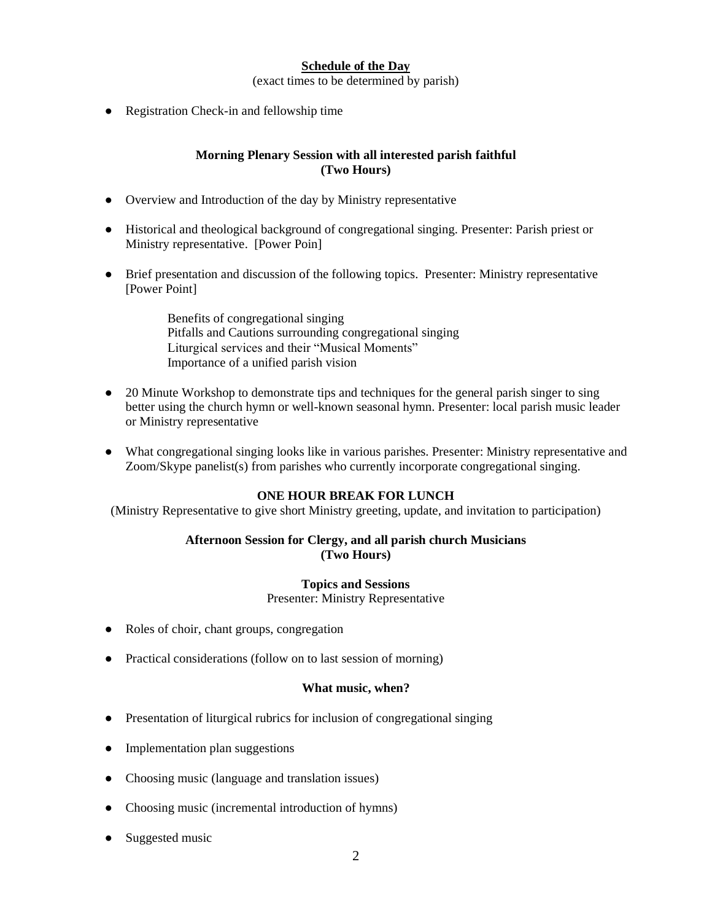## Schedule of the Day

(exact times to be determined by parish)

- Registration Check-in and fellowship time

### Morning Plenary Session with all interested parish faithful (Two Hours)

- Overview and Introduction of the day by Ministry representative
- Historical and theological background of congregational singing. Presenter: Parish priest or Ministry representative. [Power Poin]
- Brief presentation and discussion of the following topics. Presenter: Ministry representative [Power Point]

  Benefits of congregational singing
  Pitfalls and Cautions surrounding congregational singing
  Liturgical services and their "Musical Moments"
  Importance of a unified parish vision

- 20 Minute Workshop to demonstrate tips and techniques for the general parish singer to sing better using the church hymn or well-known seasonal hymn. Presenter: local parish music leader or Ministry representative
- What congregational singing looks like in various parishes. Presenter: Ministry representative and Zoom/Skype panelist(s) from parishes who currently incorporate congregational singing.

### ONE HOUR BREAK FOR LUNCH

(Ministry Representative to give short Ministry greeting, update, and invitation to participation)

### Afternoon Session for Clergy, and all parish church Musicians (Two Hours)

#### Topics and Sessions

Presenter: Ministry Representative

- Roles of choir, chant groups, congregation
- Practical considerations (follow on to last session of morning)

#### What music, when?

- Presentation of liturgical rubrics for inclusion of congregational singing
- Implementation plan suggestions
- Choosing music (language and translation issues)
- Choosing music (incremental introduction of hymns)
- Suggested music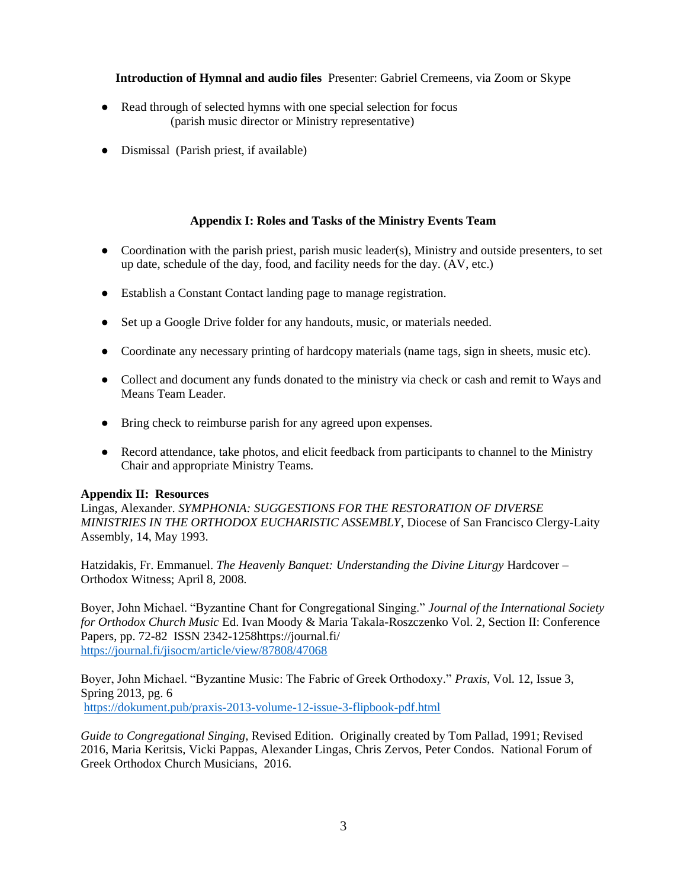**Introduction of Hymnal and audio files** Presenter: Gabriel Cremeens, via Zoom or Skype

- Read through of selected hymns with one special selection for focus
  (parish music director or Ministry representative)

- Dismissal (Parish priest, if available)

### Appendix I: Roles and Tasks of the Ministry Events Team

- Coordination with the parish priest, parish music leader(s), Ministry and outside presenters, to set up date, schedule of the day, food, and facility needs for the day. (AV, etc.)

- Establish a Constant Contact landing page to manage registration.

- Set up a Google Drive folder for any handouts, music, or materials needed.

- Coordinate any necessary printing of hardcopy materials (name tags, sign in sheets, music etc).

- Collect and document any funds donated to the ministry via check or cash and remit to Ways and Means Team Leader.

- Bring check to reimburse parish for any agreed upon expenses.

- Record attendance, take photos, and elicit feedback from participants to channel to the Ministry Chair and appropriate Ministry Teams.

### Appendix II: Resources

Lingas, Alexander. *SYMPHONIA: SUGGESTIONS FOR THE RESTORATION OF DIVERSE MINISTRIES IN THE ORTHODOX EUCHARISTIC ASSEMBLY*, Diocese of San Francisco Clergy-Laity Assembly, 14, May 1993.

Hatzidakis, Fr. Emmanuel. *The Heavenly Banquet: Understanding the Divine Liturgy* Hardcover – Orthodox Witness; April 8, 2008.

Boyer, John Michael. "Byzantine Chant for Congregational Singing." *Journal of the International Society for Orthodox Church Music* Ed. Ivan Moody & Maria Takala-Roszczenko Vol. 2, Section II: Conference Papers, pp. 72-82 ISSN 2342-1258https://journal.fi/
https://journal.fi/jisocm/article/view/87808/47068

Boyer, John Michael. "Byzantine Music: The Fabric of Greek Orthodoxy." *Praxis*, Vol. 12, Issue 3, Spring 2013, pg. 6
https://dokument.pub/praxis-2013-volume-12-issue-3-flipbook-pdf.html

*Guide to Congregational Singing*, Revised Edition. Originally created by Tom Pallad, 1991; Revised 2016, Maria Keritsis, Vicki Pappas, Alexander Lingas, Chris Zervos, Peter Condos. National Forum of Greek Orthodox Church Musicians, 2016.